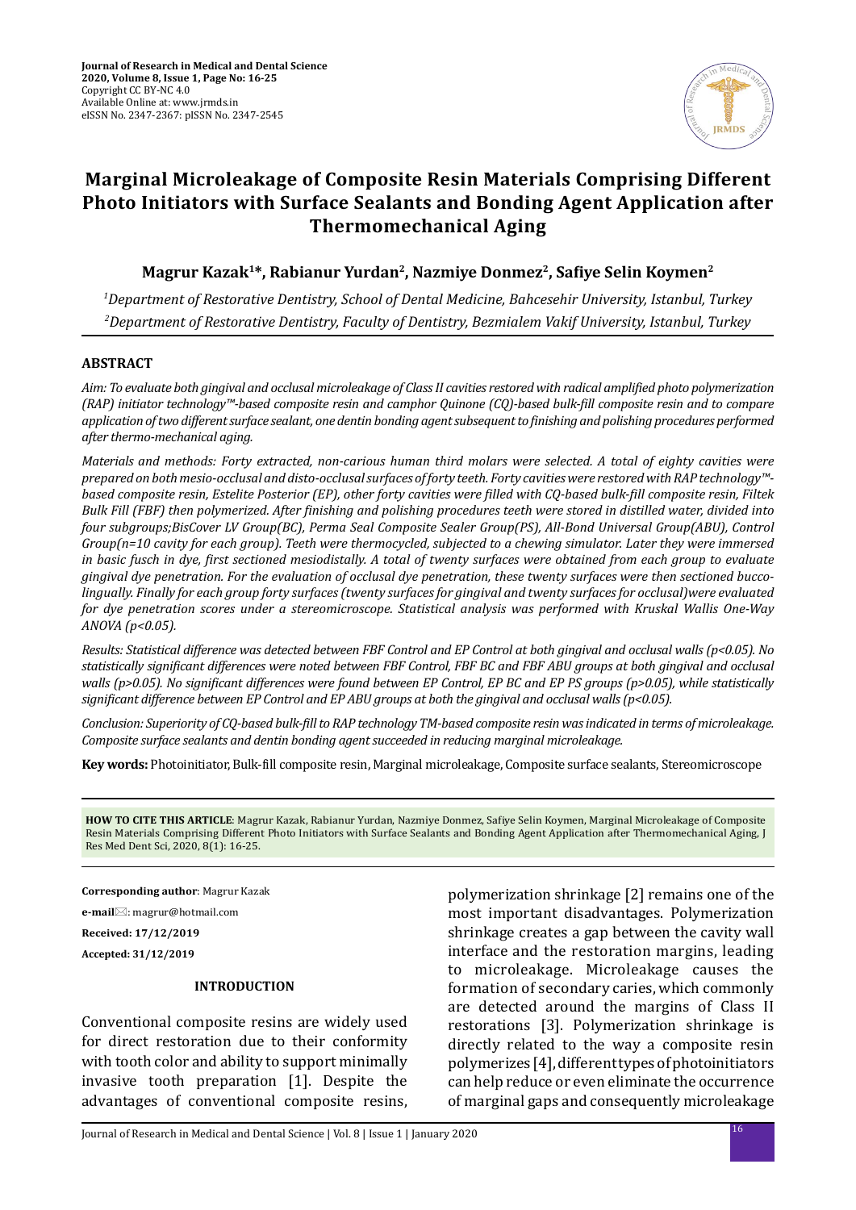# Marginal Microleakage of Composite Resin Materials Comprising Different Photo Initiators with Surface Sealants and Bonding Agent Application after Thermomechanical Aging

**Magrur Kazak[1]\*, Rabianur Yurdan[2], Nazmiye Donmez[2], Safiye Selin Koymen[2]**

*[1]Department of Restorative Dentistry, School of Dental Medicine, Bahcesehir University, Istanbul, Turkey*
*[2]Department of Restorative Dentistry, Faculty of Dentistry, Bezmialem Vakif University, Istanbul, Turkey*

## ABSTRACT

*Aim: To evaluate both gingival and occlusal microleakage of Class II cavities restored with radical amplified photo polymerization (RAP) initiator technology™-based composite resin and camphor Quinone (CQ)-based bulk-fill composite resin and to compare application of two different surface sealant, one dentin bonding agent subsequent to finishing and polishing procedures performed after thermo-mechanical aging.*

*Materials and methods: Forty extracted, non-carious human third molars were selected. A total of eighty cavities were prepared on both mesio-occlusal and disto-occlusal surfaces of forty teeth. Forty cavities were restored with RAP technology™-based composite resin, Estelite Posterior (EP), other forty cavities were filled with CQ-based bulk-fill composite resin, Filtek Bulk Fill (FBF) then polymerized. After finishing and polishing procedures teeth were stored in distilled water, divided into four subgroups;BisCover LV Group(BC), Perma Seal Composite Sealer Group(PS), All-Bond Universal Group(ABU), Control Group(n=10 cavity for each group). Teeth were thermocycled, subjected to a chewing simulator. Later they were immersed in basic fusch in dye, first sectioned mesiodistally. A total of twenty surfaces were obtained from each group to evaluate gingival dye penetration. For the evaluation of occlusal dye penetration, these twenty surfaces were then sectioned bucco-lingually. Finally for each group forty surfaces (twenty surfaces for gingival and twenty surfaces for occlusal)were evaluated for dye penetration scores under a stereomicroscope. Statistical analysis was performed with Kruskal Wallis One-Way ANOVA ($p<0.05$).*

*Results: Statistical difference was detected between FBF Control and EP Control at both gingival and occlusal walls ($p<0.05$). No statistically significant differences were noted between FBF Control, FBF BC and FBF ABU groups at both gingival and occlusal walls ($p>0.05$). No significant differences were found between EP Control, EP BC and EP PS groups ($p>0.05$), while statistically significant difference between EP Control and EP ABU groups at both the gingival and occlusal walls ($p<0.05$).*

*Conclusion: Superiority of CQ-based bulk-fill to RAP technology TM-based composite resin was indicated in terms of microleakage. Composite surface sealants and dentin bonding agent succeeded in reducing marginal microleakage.*

**Key words:** Photoinitiator, Bulk-fill composite resin, Marginal microleakage, Composite surface sealants, Stereomicroscope

**HOW TO CITE THIS ARTICLE**: Magrur Kazak, Rabianur Yurdan, Nazmiye Donmez, Safiye Selin Koymen, Marginal Microleakage of Composite Resin Materials Comprising Different Photo Initiators with Surface Sealants and Bonding Agent Application after Thermomechanical Aging, J Res Med Dent Sci, 2020, 8(1): 16-25.

**Corresponding author**: Magrur Kazak

**e-mail**: magrur@hotmail.com

**Received: 17/12/2019**

**Accepted: 31/12/2019**

## INTRODUCTION

Conventional composite resins are widely used for direct restoration due to their conformity with tooth color and ability to support minimally invasive tooth preparation [1]. Despite the advantages of conventional composite resins, polymerization shrinkage [2] remains one of the most important disadvantages. Polymerization shrinkage creates a gap between the cavity wall interface and the restoration margins, leading to microleakage. Microleakage causes the formation of secondary caries, which commonly are detected around the margins of Class II restorations [3]. Polymerization shrinkage is directly related to the way a composite resin polymerizes [4], different types of photoinitiators can help reduce or even eliminate the occurrence of marginal gaps and consequently microleakage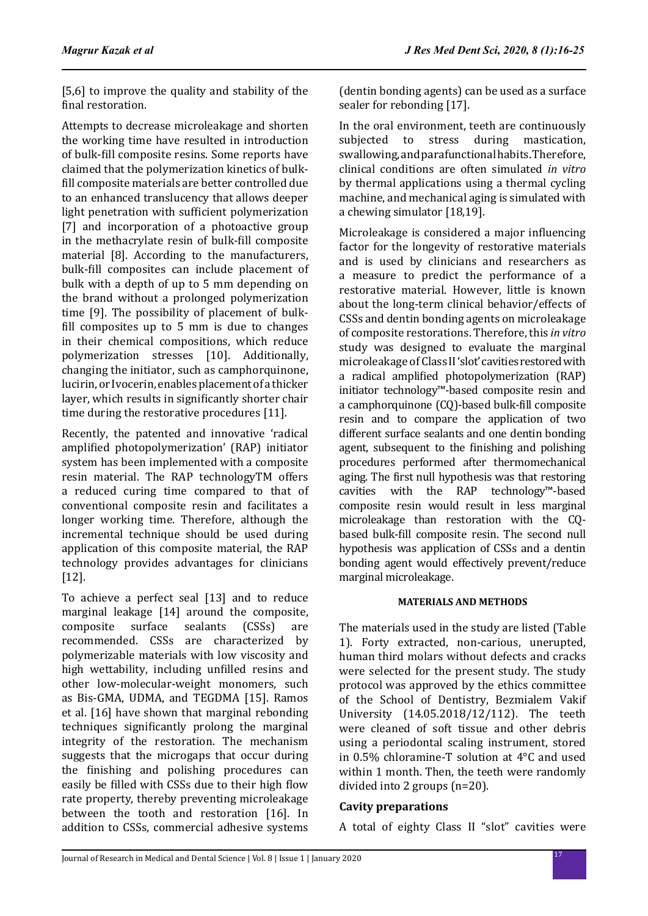[5,6] to improve the quality and stability of the final restoration.

Attempts to decrease microleakage and shorten the working time have resulted in introduction of bulk-fill composite resins. Some reports have claimed that the polymerization kinetics of bulk-fill composite materials are better controlled due to an enhanced translucency that allows deeper light penetration with sufficient polymerization [7] and incorporation of a photoactive group in the methacrylate resin of bulk-fill composite material [8]. According to the manufacturers, bulk-fill composites can include placement of bulk with a depth of up to 5 mm depending on the brand without a prolonged polymerization time [9]. The possibility of placement of bulk-fill composites up to 5 mm is due to changes in their chemical compositions, which reduce polymerization stresses [10]. Additionally, changing the initiator, such as camphorquinone, lucirin, or Ivocerin, enables placement of a thicker layer, which results in significantly shorter chair time during the restorative procedures [11].

Recently, the patented and innovative 'radical amplified photopolymerization' (RAP) initiator system has been implemented with a composite resin material. The RAP technologyTM offers a reduced curing time compared to that of conventional composite resin and facilitates a longer working time. Therefore, although the incremental technique should be used during application of this composite material, the RAP technology provides advantages for clinicians [12].

To achieve a perfect seal [13] and to reduce marginal leakage [14] around the composite, composite surface sealants (CSSs) are recommended. CSSs are characterized by polymerizable materials with low viscosity and high wettability, including unfilled resins and other low-molecular-weight monomers, such as Bis-GMA, UDMA, and TEGDMA [15]. Ramos et al. [16] have shown that marginal rebonding techniques significantly prolong the marginal integrity of the restoration. The mechanism suggests that the microgaps that occur during the finishing and polishing procedures can easily be filled with CSSs due to their high flow rate property, thereby preventing microleakage between the tooth and restoration [16]. In addition to CSSs, commercial adhesive systems (dentin bonding agents) can be used as a surface sealer for rebonding [17].

In the oral environment, teeth are continuously subjected to stress during mastication, swallowing, and parafunctional habits. Therefore, clinical conditions are often simulated *in vitro* by thermal applications using a thermal cycling machine, and mechanical aging is simulated with a chewing simulator [18,19].

Microleakage is considered a major influencing factor for the longevity of restorative materials and is used by clinicians and researchers as a measure to predict the performance of a restorative material. However, little is known about the long-term clinical behavior/effects of CSSs and dentin bonding agents on microleakage of composite restorations. Therefore, this *in vitro* study was designed to evaluate the marginal microleakage of Class II 'slot' cavities restored with a radical amplified photopolymerization (RAP) initiator technology™-based composite resin and a camphorquinone (CQ)-based bulk-fill composite resin and to compare the application of two different surface sealants and one dentin bonding agent, subsequent to the finishing and polishing procedures performed after thermomechanical aging. The first null hypothesis was that restoring cavities with the RAP technology™-based composite resin would result in less marginal microleakage than restoration with the CQ-based bulk-fill composite resin. The second null hypothesis was application of CSSs and a dentin bonding agent would effectively prevent/reduce marginal microleakage.

## MATERIALS AND METHODS

The materials used in the study are listed (Table 1). Forty extracted, non-carious, unerupted, human third molars without defects and cracks were selected for the present study. The study protocol was approved by the ethics committee of the School of Dentistry, Bezmialem Vakif University (14.05.2018/12/112). The teeth were cleaned of soft tissue and other debris using a periodontal scaling instrument, stored in 0.5% chloramine-T solution at 4°C and used within 1 month. Then, the teeth were randomly divided into 2 groups (n=20).

### Cavity preparations

A total of eighty Class II "slot" cavities were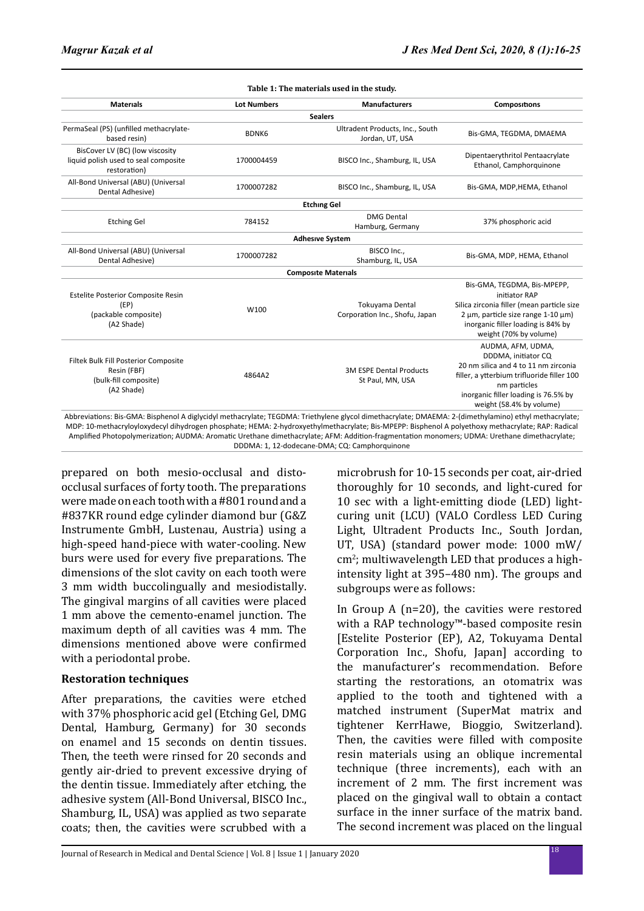**Table 1: The materials used in the study.**

| Materials | Lot Numbers | Manufacturers | Compositions |
|---|---|---|---|
| **Sealers** | | | |
| PermaSeal (PS) (unfilled methacrylate-based resin) | BDNK6 | Ultradent Products, Inc., South Jordan, UT, USA | Bis-GMA, TEGDMA, DMAEMA |
| BisCover LV (BC) (low viscosity liquid polish used to seal composite restoration) | 1700004459 | BISCO Inc., Shamburg, IL, USA | Dipentaerythritol Pentaacrylate Ethanol, Camphorquinone |
| All-Bond Universal (ABU) (Universal Dental Adhesive) | 1700007282 | BISCO Inc., Shamburg, IL, USA | Bis-GMA, MDP,HEMA, Ethanol |
| **Etching Gel** | | | |
| Etching Gel | 784152 | DMG Dental Hamburg, Germany | 37% phosphoric acid |
| **Adhesive System** | | | |
| All-Bond Universal (ABU) (Universal Dental Adhesive) | 1700007282 | BISCO Inc., Shamburg, IL, USA | Bis-GMA, MDP, HEMA, Ethanol |
| **Composite Materials** | | | |
| Estelite Posterior Composite Resin (EP) (packable composite) (A2 Shade) | W100 | Tokuyama Dental Corporation Inc., Shofu, Japan | Bis-GMA, TEGDMA, Bis-MPEPP, initiator RAP Silica zirconia filler (mean particle size 2 µm, particle size range 1-10 µm) inorganic filler loading is 84% by weight (70% by volume) |
| Filtek Bulk Fill Posterior Composite Resin (FBF) (bulk-fill composite) (A2 Shade) | 4864A2 | 3M ESPE Dental Products St Paul, MN, USA | AUDMA, AFM, UDMA, DDDMA, initiator CQ 20 nm silica and 4 to 11 nm zirconia filler, a ytterbium trifluoride filler 100 nm particles inorganic filler loading is 76.5% by weight (58.4% by volume) |

Abbreviations: Bis-GMA: Bisphenol A diglycidyl methacrylate; TEGDMA: Triethylene glycol dimethacrylate; DMAEMA: 2-(dimethylamino) ethyl methacrylate; MDP: 10-methacryloyloxydecyl dihydrogen phosphate; HEMA: 2-hydroxyethylmethacrylate; Bis-MPEPP: Bisphenol A polyethoxy methacrylate; RAP: Radical Amplified Photopolymerization; AUDMA: Aromatic Urethane dimethacrylate; AFM: Addition-fragmentation monomers; UDMA: Urethane dimethacrylate; DDDMA: 1, 12-dodecane-DMA; CQ: Camphorquinone

prepared on both mesio-occlusal and disto-occlusal surfaces of forty tooth. The preparations were made on each tooth with a #801 round and a #837KR round edge cylinder diamond bur (G&Z Instrumente GmbH, Lustenau, Austria) using a high-speed hand-piece with water-cooling. New burs were used for every five preparations. The dimensions of the slot cavity on each tooth were 3 mm width buccolingually and mesiodistally. The gingival margins of all cavities were placed 1 mm above the cemento-enamel junction. The maximum depth of all cavities was 4 mm. The dimensions mentioned above were confirmed with a periodontal probe.

### Restoration techniques

After preparations, the cavities were etched with 37% phosphoric acid gel (Etching Gel, DMG Dental, Hamburg, Germany) for 30 seconds on enamel and 15 seconds on dentin tissues. Then, the teeth were rinsed for 20 seconds and gently air-dried to prevent excessive drying of the dentin tissue. Immediately after etching, the adhesive system (All-Bond Universal, BISCO Inc., Shamburg, IL, USA) was applied as two separate coats; then, the cavities were scrubbed with a microbrush for 10-15 seconds per coat, air-dried thoroughly for 10 seconds, and light-cured for 10 sec with a light-emitting diode (LED) light-curing unit (LCU) (VALO Cordless LED Curing Light, Ultradent Products Inc., South Jordan, UT, USA) (standard power mode: 1000 mW/cm$^2$; multiwavelength LED that produces a high-intensity light at 395–480 nm). The groups and subgroups were as follows:

In Group A (n=20), the cavities were restored with a RAP technology™-based composite resin [Estelite Posterior (EP), A2, Tokuyama Dental Corporation Inc., Shofu, Japan] according to the manufacturer's recommendation. Before starting the restorations, an otomatrix was applied to the tooth and tightened with a matched instrument (SuperMat matrix and tightener KerrHawe, Bioggio, Switzerland). Then, the cavities were filled with composite resin materials using an oblique incremental technique (three increments), each with an increment of 2 mm. The first increment was placed on the gingival wall to obtain a contact surface in the inner surface of the matrix band. The second increment was placed on the lingual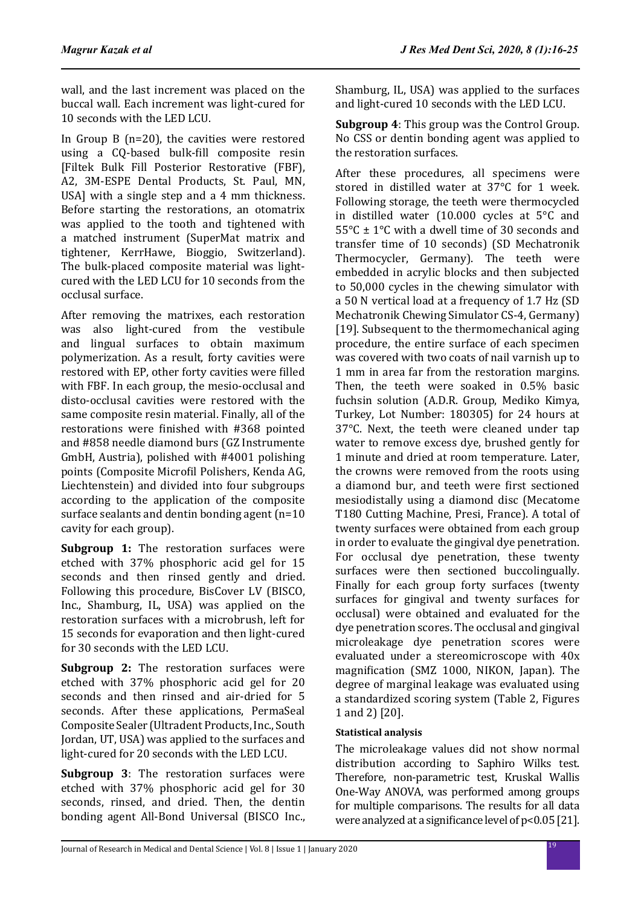wall, and the last increment was placed on the buccal wall. Each increment was light-cured for 10 seconds with the LED LCU.

In Group B (n=20), the cavities were restored using a CQ-based bulk-fill composite resin [Filtek Bulk Fill Posterior Restorative (FBF), A2, 3M-ESPE Dental Products, St. Paul, MN, USA] with a single step and a 4 mm thickness. Before starting the restorations, an otomatrix was applied to the tooth and tightened with a matched instrument (SuperMat matrix and tightener, KerrHawe, Bioggio, Switzerland). The bulk-placed composite material was light-cured with the LED LCU for 10 seconds from the occlusal surface.

After removing the matrixes, each restoration was also light-cured from the vestibule and lingual surfaces to obtain maximum polymerization. As a result, forty cavities were restored with EP, other forty cavities were filled with FBF. In each group, the mesio-occlusal and disto-occlusal cavities were restored with the same composite resin material. Finally, all of the restorations were finished with #368 pointed and #858 needle diamond burs (GZ Instrumente GmbH, Austria), polished with #4001 polishing points (Composite Microfil Polishers, Kenda AG, Liechtenstein) and divided into four subgroups according to the application of the composite surface sealants and dentin bonding agent (n=10 cavity for each group).

**Subgroup 1:** The restoration surfaces were etched with 37% phosphoric acid gel for 15 seconds and then rinsed gently and dried. Following this procedure, BisCover LV (BISCO, Inc., Shamburg, IL, USA) was applied on the restoration surfaces with a microbrush, left for 15 seconds for evaporation and then light-cured for 30 seconds with the LED LCU.

**Subgroup 2:** The restoration surfaces were etched with 37% phosphoric acid gel for 20 seconds and then rinsed and air-dried for 5 seconds. After these applications, PermaSeal Composite Sealer (Ultradent Products, Inc., South Jordan, UT, USA) was applied to the surfaces and light-cured for 20 seconds with the LED LCU.

**Subgroup 3**: The restoration surfaces were etched with 37% phosphoric acid gel for 30 seconds, rinsed, and dried. Then, the dentin bonding agent All-Bond Universal (BISCO Inc., Shamburg, IL, USA) was applied to the surfaces and light-cured 10 seconds with the LED LCU.

**Subgroup 4**: This group was the Control Group. No CSS or dentin bonding agent was applied to the restoration surfaces.

After these procedures, all specimens were stored in distilled water at 37°C for 1 week. Following storage, the teeth were thermocycled in distilled water (10.000 cycles at 5°C and 55°C ± 1°C with a dwell time of 30 seconds and transfer time of 10 seconds) (SD Mechatronik Thermocycler, Germany). The teeth were embedded in acrylic blocks and then subjected to 50,000 cycles in the chewing simulator with a 50 N vertical load at a frequency of 1.7 Hz (SD Mechatronik Chewing Simulator CS-4, Germany) [19]. Subsequent to the thermomechanical aging procedure, the entire surface of each specimen was covered with two coats of nail varnish up to 1 mm in area far from the restoration margins. Then, the teeth were soaked in 0.5% basic fuchsin solution (A.D.R. Group, Mediko Kimya, Turkey, Lot Number: 180305) for 24 hours at 37°C. Next, the teeth were cleaned under tap water to remove excess dye, brushed gently for 1 minute and dried at room temperature. Later, the crowns were removed from the roots using a diamond bur, and teeth were first sectioned mesiodistally using a diamond disc (Mecatome T180 Cutting Machine, Presi, France). A total of twenty surfaces were obtained from each group in order to evaluate the gingival dye penetration. For occlusal dye penetration, these twenty surfaces were then sectioned buccolingually. Finally for each group forty surfaces (twenty surfaces for gingival and twenty surfaces for occlusal) were obtained and evaluated for the dye penetration scores. The occlusal and gingival microleakage dye penetration scores were evaluated under a stereomicroscope with 40x magnification (SMZ 1000, NIKON, Japan). The degree of marginal leakage was evaluated using a standardized scoring system (Table 2, Figures 1 and 2) [20].

#### Statistical analysis

The microleakage values did not show normal distribution according to Saphiro Wilks test. Therefore, non-parametric test, Kruskal Wallis One-Way ANOVA, was performed among groups for multiple comparisons. The results for all data were analyzed at a significance level of $p<0.05$ [21].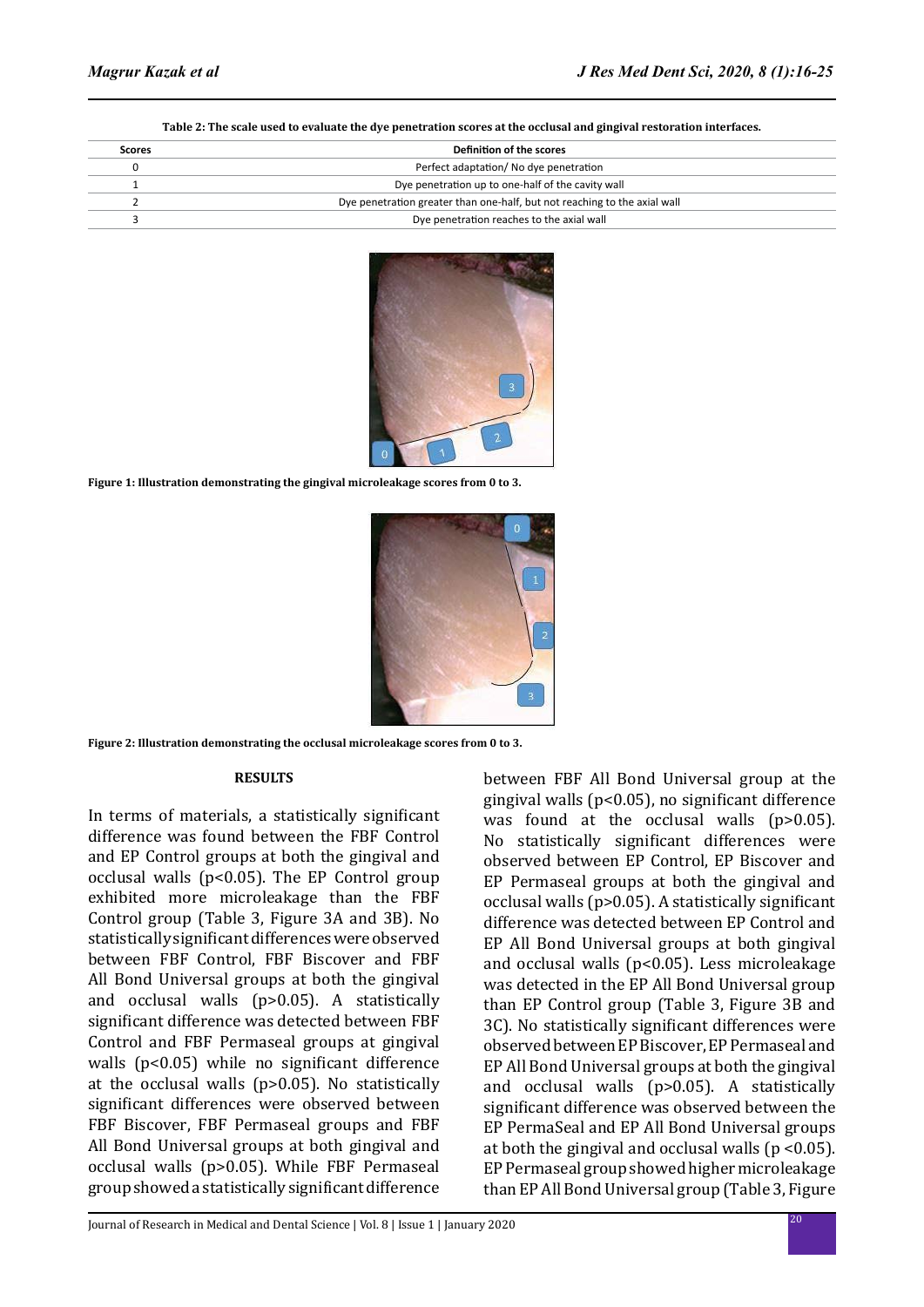**Table 2: The scale used to evaluate the dye penetration scores at the occlusal and gingival restoration interfaces.**

| Scores | Definition of the scores |
|---|---|
| 0 | Perfect adaptation/ No dye penetration |
| 1 | Dye penetration up to one-half of the cavity wall |
| 2 | Dye penetration greater than one-half, but not reaching to the axial wall |
| 3 | Dye penetration reaches to the axial wall |

**Figure 1: Illustration demonstrating the gingival microleakage scores from 0 to 3.**

**Figure 2: Illustration demonstrating the occlusal microleakage scores from 0 to 3.**

## RESULTS

In terms of materials, a statistically significant difference was found between the FBF Control and EP Control groups at both the gingival and occlusal walls ($p<0.05$). The EP Control group exhibited more microleakage than the FBF Control group (Table 3, Figure 3A and 3B). No statistically significant differences were observed between FBF Control, FBF Biscover and FBF All Bond Universal groups at both the gingival and occlusal walls ($p>0.05$). A statistically significant difference was detected between FBF Control and FBF Permaseal groups at gingival walls ($p<0.05$) while no significant difference at the occlusal walls ($p>0.05$). No statistically significant differences were observed between FBF Biscover, FBF Permaseal groups and FBF All Bond Universal groups at both gingival and occlusal walls ($p>0.05$). While FBF Permaseal group showed a statistically significant difference between FBF All Bond Universal group at the gingival walls ($p<0.05$), no significant difference was found at the occlusal walls ($p>0.05$). No statistically significant differences were observed between EP Control, EP Biscover and EP Permaseal groups at both the gingival and occlusal walls ($p>0.05$). A statistically significant difference was detected between EP Control and EP All Bond Universal groups at both gingival and occlusal walls ($p<0.05$). Less microleakage was detected in the EP All Bond Universal group than EP Control group (Table 3, Figure 3B and 3C). No statistically significant differences were observed between EP Biscover, EP Permaseal and EP All Bond Universal groups at both the gingival and occlusal walls ($p>0.05$). A statistically significant difference was observed between the EP PermaSeal and EP All Bond Universal groups at both the gingival and occlusal walls ($p<0.05$). EP Permaseal group showed higher microleakage than EP All Bond Universal group (Table 3, Figure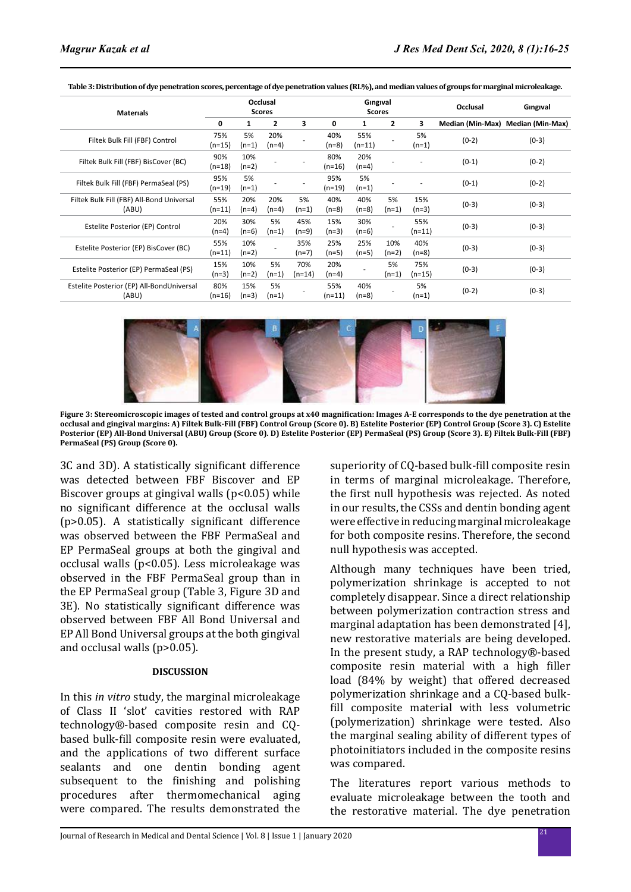**Table 3: Distribution of dye penetration scores, percentage of dye penetration values (RL%), and median values of groups for marginal microleakage.**

| Materials | Occlusal Scores | | | | Gingival Scores | | | | Occlusal | Gingival |
|---|---|---|---|---|---|---|---|---|---|---|
| | 0 | 1 | 2 | 3 | 0 | 1 | 2 | 3 | Median (Min-Max) | Median (Min-Max) |
| Filtek Bulk Fill (FBF) Control | 75% (n=15) | 5% (n=1) | 20% (n=4) | - | 40% (n=8) | 55% (n=11) | - | 5% (n=1) | (0-2) | (0-3) |
| Filtek Bulk Fill (FBF) BisCover (BC) | 90% (n=18) | 10% (n=2) | - | - | 80% (n=16) | 20% (n=4) | - | - | (0-1) | (0-2) |
| Filtek Bulk Fill (FBF) PermaSeal (PS) | 95% (n=19) | 5% (n=1) | - | - | 95% (n=19) | 5% (n=1) | - | - | (0-1) | (0-2) |
| Filtek Bulk Fill (FBF) All-Bond Universal (ABU) | 55% (n=11) | 20% (n=4) | 20% (n=4) | 5% (n=1) | 40% (n=8) | 40% (n=8) | 5% (n=1) | 15% (n=3) | (0-3) | (0-3) |
| Estelite Posterior (EP) Control | 20% (n=4) | 30% (n=6) | 5% (n=1) | 45% (n=9) | 15% (n=3) | 30% (n=6) | - | 55% (n=11) | (0-3) | (0-3) |
| Estelite Posterior (EP) BisCover (BC) | 55% (n=11) | 10% (n=2) | - | 35% (n=7) | 25% (n=5) | 25% (n=5) | 10% (n=2) | 40% (n=8) | (0-3) | (0-3) |
| Estelite Posterior (EP) PermaSeal (PS) | 15% (n=3) | 10% (n=2) | 5% (n=1) | 70% (n=14) | 20% (n=4) | - | 5% (n=1) | 75% (n=15) | (0-3) | (0-3) |
| Estelite Posterior (EP) All-BondUniversal (ABU) | 80% (n=16) | 15% (n=3) | 5% (n=1) | - | 55% (n=11) | 40% (n=8) | - | 5% (n=1) | (0-2) | (0-3) |

**Figure 3: Stereomicroscopic images of tested and control groups at x40 magnification: Images A-E corresponds to the dye penetration at the occlusal and gingival margins: A) Filtek Bulk-Fill (FBF) Control Group (Score 0). B) Estelite Posterior (EP) Control Group (Score 3). C) Estelite Posterior (EP) All-Bond Universal (ABU) Group (Score 0). D) Estelite Posterior (EP) PermaSeal (PS) Group (Score 3). E) Filtek Bulk-Fill (FBF) PermaSeal (PS) Group (Score 0).**

3C and 3D). A statistically significant difference was detected between FBF Biscover and EP Biscover groups at gingival walls ($p<0.05$) while no significant difference at the occlusal walls ($p>0.05$). A statistically significant difference was observed between the FBF PermaSeal and EP PermaSeal groups at both the gingival and occlusal walls ($p<0.05$). Less microleakage was observed in the FBF PermaSeal group than in the EP PermaSeal group (Table 3, Figure 3D and 3E). No statistically significant difference was observed between FBF All Bond Universal and EP All Bond Universal groups at the both gingival and occlusal walls ($p>0.05$).

## DISCUSSION

In this *in vitro* study, the marginal microleakage of Class II 'slot' cavities restored with RAP technology®-based composite resin and CQ-based bulk-fill composite resin were evaluated, and the applications of two different surface sealants and one dentin bonding agent subsequent to the finishing and polishing procedures after thermomechanical aging were compared. The results demonstrated the superiority of CQ-based bulk-fill composite resin in terms of marginal microleakage. Therefore, the first null hypothesis was rejected. As noted in our results, the CSSs and dentin bonding agent were effective in reducing marginal microleakage for both composite resins. Therefore, the second null hypothesis was accepted.

Although many techniques have been tried, polymerization shrinkage is accepted to not completely disappear. Since a direct relationship between polymerization contraction stress and marginal adaptation has been demonstrated [4], new restorative materials are being developed. In the present study, a RAP technology®-based composite resin material with a high filler load (84% by weight) that offered decreased polymerization shrinkage and a CQ-based bulk-fill composite material with less volumetric (polymerization) shrinkage were tested. Also the marginal sealing ability of different types of photoinitiators included in the composite resins was compared.

The literatures report various methods to evaluate microleakage between the tooth and the restorative material. The dye penetration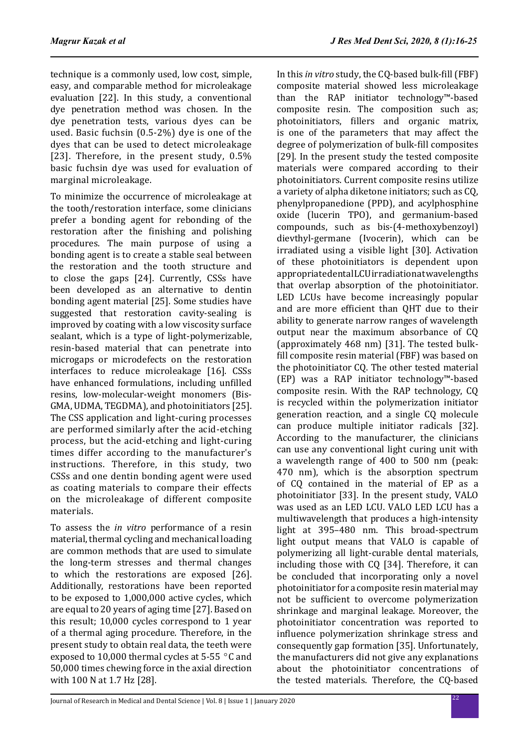technique is a commonly used, low cost, simple, easy, and comparable method for microleakage evaluation [22]. In this study, a conventional dye penetration method was chosen. In the dye penetration tests, various dyes can be used. Basic fuchsin (0.5-2%) dye is one of the dyes that can be used to detect microleakage [23]. Therefore, in the present study, 0.5% basic fuchsin dye was used for evaluation of marginal microleakage.

To minimize the occurrence of microleakage at the tooth/restoration interface, some clinicians prefer a bonding agent for rebonding of the restoration after the finishing and polishing procedures. The main purpose of using a bonding agent is to create a stable seal between the restoration and the tooth structure and to close the gaps [24]. Currently, CSSs have been developed as an alternative to dentin bonding agent material [25]. Some studies have suggested that restoration cavity-sealing is improved by coating with a low viscosity surface sealant, which is a type of light-polymerizable, resin-based material that can penetrate into microgaps or microdefects on the restoration interfaces to reduce microleakage [16]. CSSs have enhanced formulations, including unfilled resins, low-molecular-weight monomers (Bis-GMA, UDMA, TEGDMA), and photoinitiators [25]. The CSS application and light-curing processes are performed similarly after the acid-etching process, but the acid-etching and light-curing times differ according to the manufacturer's instructions. Therefore, in this study, two CSSs and one dentin bonding agent were used as coating materials to compare their effects on the microleakage of different composite materials.

To assess the *in vitro* performance of a resin material, thermal cycling and mechanical loading are common methods that are used to simulate the long-term stresses and thermal changes to which the restorations are exposed [26]. Additionally, restorations have been reported to be exposed to 1,000,000 active cycles, which are equal to 20 years of aging time [27]. Based on this result; 10,000 cycles correspond to 1 year of a thermal aging procedure. Therefore, in the present study to obtain real data, the teeth were exposed to 10,000 thermal cycles at 5-55 °C and 50,000 times chewing force in the axial direction with 100 N at 1.7 Hz [28].

In this *in vitro* study, the CQ-based bulk-fill (FBF) composite material showed less microleakage than the RAP initiator technology™-based composite resin. The composition such as; photoinitiators, fillers and organic matrix, is one of the parameters that may affect the degree of polymerization of bulk-fill composites [29]. In the present study the tested composite materials were compared according to their photoinitiators. Current composite resins utilize a variety of alpha diketone initiators; such as CQ, phenylpropanedione (PPD), and acylphosphine oxide (lucerin TPO), and germanium-based compounds, such as bis-(4-methoxybenzoyl) dievthyl-germane (Ivocerin), which can be irradiated using a visible light [30]. Activation of these photoinitiators is dependent upon appropriate dental LCU irradiation at wavelengths that overlap absorption of the photoinitiator. LED LCUs have become increasingly popular and are more efficient than QHT due to their ability to generate narrow ranges of wavelength output near the maximum absorbance of CQ (approximately 468 nm) [31]. The tested bulk-fill composite resin material (FBF) was based on the photoinitiator CQ. The other tested material (EP) was a RAP initiator technology™-based composite resin. With the RAP technology, CQ is recycled within the polymerization initiator generation reaction, and a single CQ molecule can produce multiple initiator radicals [32]. According to the manufacturer, the clinicians can use any conventional light curing unit with a wavelength range of 400 to 500 nm (peak: 470 nm), which is the absorption spectrum of CQ contained in the material of EP as a photoinitiator [33]. In the present study, VALO was used as an LED LCU. VALO LED LCU has a multiwavelength that produces a high-intensity light at 395–480 nm. This broad-spectrum light output means that VALO is capable of polymerizing all light-curable dental materials, including those with CQ [34]. Therefore, it can be concluded that incorporating only a novel photoinitiator for a composite resin material may not be sufficient to overcome polymerization shrinkage and marginal leakage. Moreover, the photoinitiator concentration was reported to influence polymerization shrinkage stress and consequently gap formation [35]. Unfortunately, the manufacturers did not give any explanations about the photoinitiator concentrations of the tested materials. Therefore, the CQ-based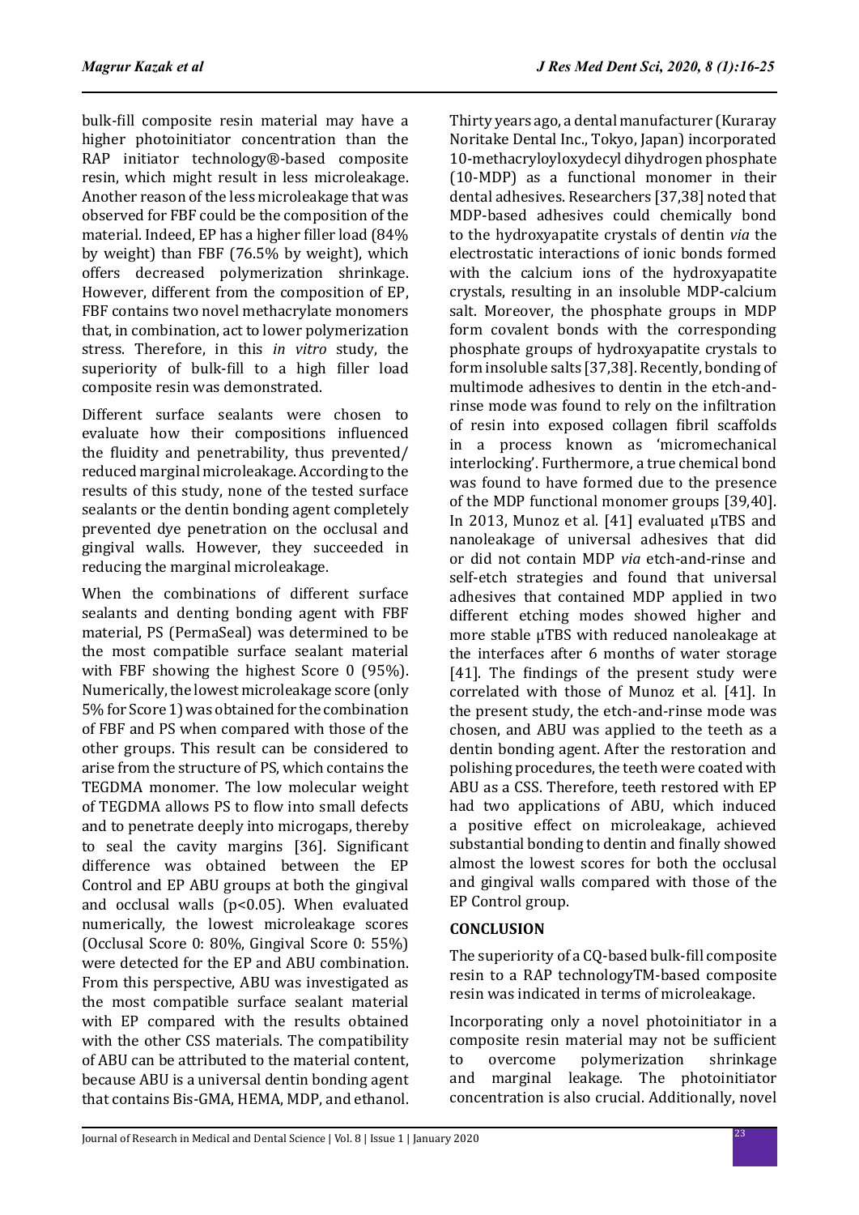bulk-fill composite resin material may have a higher photoinitiator concentration than the RAP initiator technology®-based composite resin, which might result in less microleakage. Another reason of the less microleakage that was observed for FBF could be the composition of the material. Indeed, EP has a higher filler load (84% by weight) than FBF (76.5% by weight), which offers decreased polymerization shrinkage. However, different from the composition of EP, FBF contains two novel methacrylate monomers that, in combination, act to lower polymerization stress. Therefore, in this *in vitro* study, the superiority of bulk-fill to a high filler load composite resin was demonstrated.

Different surface sealants were chosen to evaluate how their compositions influenced the fluidity and penetrability, thus prevented/reduced marginal microleakage. According to the results of this study, none of the tested surface sealants or the dentin bonding agent completely prevented dye penetration on the occlusal and gingival walls. However, they succeeded in reducing the marginal microleakage.

When the combinations of different surface sealants and denting bonding agent with FBF material, PS (PermaSeal) was determined to be the most compatible surface sealant material with FBF showing the highest Score 0 (95%). Numerically, the lowest microleakage score (only 5% for Score 1) was obtained for the combination of FBF and PS when compared with those of the other groups. This result can be considered to arise from the structure of PS, which contains the TEGDMA monomer. The low molecular weight of TEGDMA allows PS to flow into small defects and to penetrate deeply into microgaps, thereby to seal the cavity margins [36]. Significant difference was obtained between the EP Control and EP ABU groups at both the gingival and occlusal walls ($p<0.05$). When evaluated numerically, the lowest microleakage scores (Occlusal Score 0: 80%, Gingival Score 0: 55%) were detected for the EP and ABU combination. From this perspective, ABU was investigated as the most compatible surface sealant material with EP compared with the results obtained with the other CSS materials. The compatibility of ABU can be attributed to the material content, because ABU is a universal dentin bonding agent that contains Bis-GMA, HEMA, MDP, and ethanol.

Thirty years ago, a dental manufacturer (Kuraray Noritake Dental Inc., Tokyo, Japan) incorporated 10-methacryloyloxydecyl dihydrogen phosphate (10-MDP) as a functional monomer in their dental adhesives. Researchers [37,38] noted that MDP-based adhesives could chemically bond to the hydroxyapatite crystals of dentin *via* the electrostatic interactions of ionic bonds formed with the calcium ions of the hydroxyapatite crystals, resulting in an insoluble MDP-calcium salt. Moreover, the phosphate groups in MDP form covalent bonds with the corresponding phosphate groups of hydroxyapatite crystals to form insoluble salts [37,38]. Recently, bonding of multimode adhesives to dentin in the etch-and-rinse mode was found to rely on the infiltration of resin into exposed collagen fibril scaffolds in a process known as 'micromechanical interlocking'. Furthermore, a true chemical bond was found to have formed due to the presence of the MDP functional monomer groups [39,40]. In 2013, Munoz et al. [41] evaluated µTBS and nanoleakage of universal adhesives that did or did not contain MDP *via* etch-and-rinse and self-etch strategies and found that universal adhesives that contained MDP applied in two different etching modes showed higher and more stable µTBS with reduced nanoleakage at the interfaces after 6 months of water storage [41]. The findings of the present study were correlated with those of Munoz et al. [41]. In the present study, the etch-and-rinse mode was chosen, and ABU was applied to the teeth as a dentin bonding agent. After the restoration and polishing procedures, the teeth were coated with ABU as a CSS. Therefore, teeth restored with EP had two applications of ABU, which induced a positive effect on microleakage, achieved substantial bonding to dentin and finally showed almost the lowest scores for both the occlusal and gingival walls compared with those of the EP Control group.

## CONCLUSION

The superiority of a CQ-based bulk-fill composite resin to a RAP technologyTM-based composite resin was indicated in terms of microleakage.

Incorporating only a novel photoinitiator in a composite resin material may not be sufficient to overcome polymerization shrinkage and marginal leakage. The photoinitiator concentration is also crucial. Additionally, novel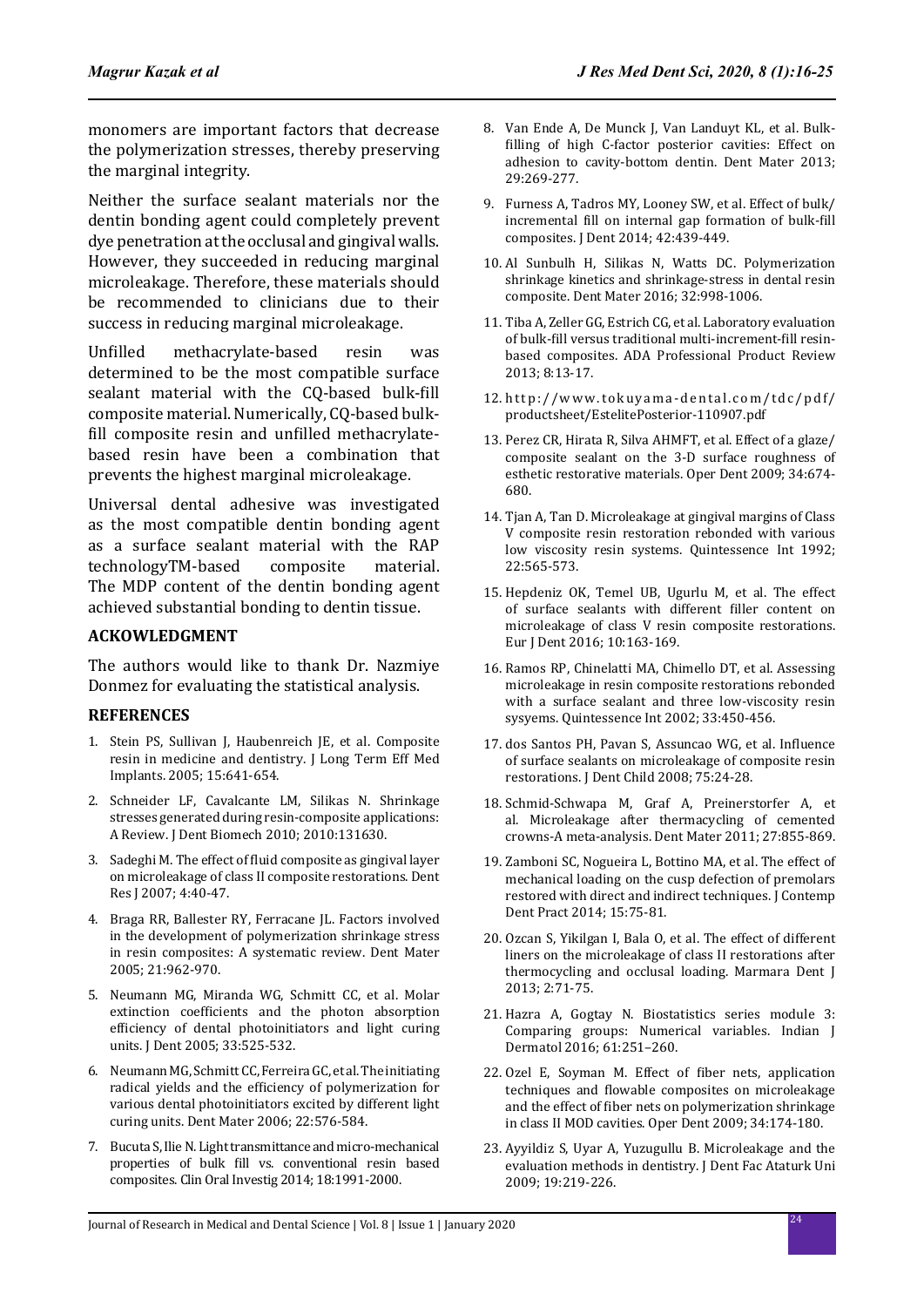monomers are important factors that decrease the polymerization stresses, thereby preserving the marginal integrity.

Neither the surface sealant materials nor the dentin bonding agent could completely prevent dye penetration at the occlusal and gingival walls. However, they succeeded in reducing marginal microleakage. Therefore, these materials should be recommended to clinicians due to their success in reducing marginal microleakage.

Unfilled methacrylate-based resin was determined to be the most compatible surface sealant material with the CQ-based bulk-fill composite material. Numerically, CQ-based bulk-fill composite resin and unfilled methacrylate-based resin have been a combination that prevents the highest marginal microleakage.

Universal dental adhesive was investigated as the most compatible dentin bonding agent as a surface sealant material with the RAP technologyTM-based composite material. The MDP content of the dentin bonding agent achieved substantial bonding to dentin tissue.

## ACKOWLEDGMENT

The authors would like to thank Dr. Nazmiye Donmez for evaluating the statistical analysis.

## REFERENCES

1. Stein PS, Sullivan J, Haubenreich JE, et al. Composite resin in medicine and dentistry. J Long Term Eff Med Implants. 2005; 15:641-654.
2. Schneider LF, Cavalcante LM, Silikas N. Shrinkage stresses generated during resin-composite applications: A Review. J Dent Biomech 2010; 2010:131630.
3. Sadeghi M. The effect of fluid composite as gingival layer on microleakage of class II composite restorations. Dent Res J 2007; 4:40-47.
4. Braga RR, Ballester RY, Ferracane JL. Factors involved in the development of polymerization shrinkage stress in resin composites: A systematic review. Dent Mater 2005; 21:962-970.
5. Neumann MG, Miranda WG, Schmitt CC, et al. Molar extinction coefficients and the photon absorption efficiency of dental photoinitiators and light curing units. J Dent 2005; 33:525-532.
6. Neumann MG, Schmitt CC, Ferreira GC, et al. The initiating radical yields and the efficiency of polymerization for various dental photoinitiators excited by different light curing units. Dent Mater 2006; 22:576-584.
7. Bucuta S, Ilie N. Light transmittance and micro-mechanical properties of bulk fill vs. conventional resin based composites. Clin Oral Investig 2014; 18:1991-2000.
8. Van Ende A, De Munck J, Van Landuyt KL, et al. Bulk-filling of high C-factor posterior cavities: Effect on adhesion to cavity-bottom dentin. Dent Mater 2013; 29:269-277.
9. Furness A, Tadros MY, Looney SW, et al. Effect of bulk/incremental fill on internal gap formation of bulk-fill composites. J Dent 2014; 42:439-449.
10. Al Sunbulh H, Silikas N, Watts DC. Polymerization shrinkage kinetics and shrinkage-stress in dental resin composite. Dent Mater 2016; 32:998-1006.
11. Tiba A, Zeller GG, Estrich CG, et al. Laboratory evaluation of bulk-fill versus traditional multi-increment-fill resin-based composites. ADA Professional Product Review 2013; 8:13-17.
12. http://www.tokuyama-dental.com/tdc/pdf/productsheet/EstelitePosterior-110907.pdf
13. Perez CR, Hirata R, Silva AHMFT, et al. Effect of a glaze/composite sealant on the 3-D surface roughness of esthetic restorative materials. Oper Dent 2009; 34:674-680.
14. Tjan A, Tan D. Microleakage at gingival margins of Class V composite resin restoration rebonded with various low viscosity resin systems. Quintessence Int 1992; 22:565-573.
15. Hepdeniz OK, Temel UB, Ugurlu M, et al. The effect of surface sealants with different filler content on microleakage of class V resin composite restorations. Eur J Dent 2016; 10:163-169.
16. Ramos RP, Chinelatti MA, Chimello DT, et al. Assessing microleakage in resin composite restorations rebonded with a surface sealant and three low-viscosity resin sysyems. Quintessence Int 2002; 33:450-456.
17. dos Santos PH, Pavan S, Assuncao WG, et al. Influence of surface sealants on microleakage of composite resin restorations. J Dent Child 2008; 75:24-28.
18. Schmid-Schwapa M, Graf A, Preinerstorfer A, et al. Microleakage after thermacycling of cemented crowns-A meta-analysis. Dent Mater 2011; 27:855-869.
19. Zamboni SC, Nogueira L, Bottino MA, et al. The effect of mechanical loading on the cusp defection of premolars restored with direct and indirect techniques. J Contemp Dent Pract 2014; 15:75-81.
20. Ozcan S, Yikilgan I, Bala O, et al. The effect of different liners on the microleakage of class II restorations after thermocycling and occlusal loading. Marmara Dent J 2013; 2:71-75.
21. Hazra A, Gogtay N. Biostatistics series module 3: Comparing groups: Numerical variables. Indian J Dermatol 2016; 61:251–260.
22. Ozel E, Soyman M. Effect of fiber nets, application techniques and flowable composites on microleakage and the effect of fiber nets on polymerization shrinkage in class II MOD cavities. Oper Dent 2009; 34:174-180.
23. Ayyildiz S, Uyar A, Yuzugullu B. Microleakage and the evaluation methods in dentistry. J Dent Fac Ataturk Uni 2009; 19:219-226.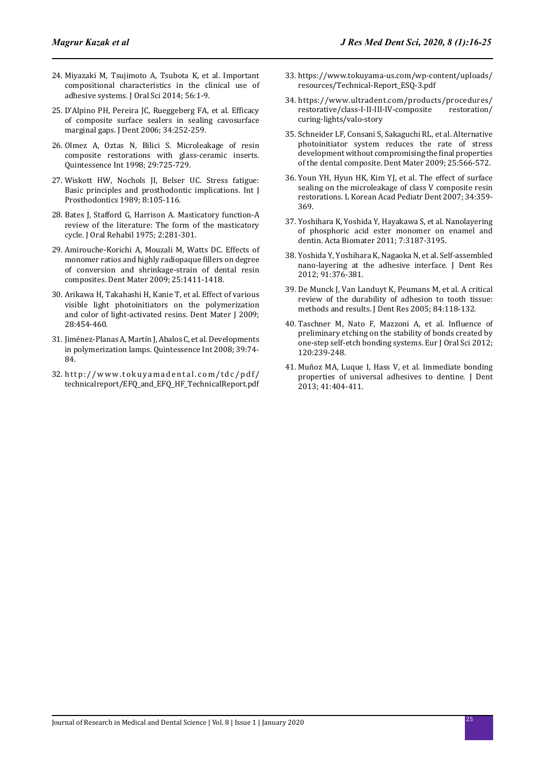24. Miyazaki M, Tsujimoto A, Tsubota K, et al. Important compositional characteristics in the clinical use of adhesive systems. J Oral Sci 2014; 56:1-9.

25. D'Alpino PH, Pereira JC, Rueggeberg FA, et al. Efficacy of composite surface sealers in sealing cavosurface marginal gaps. J Dent 2006; 34:252-259.

26. Olmez A, Oztas N, Bilici S. Microleakage of resin composite restorations with glass-ceramic inserts. Quintessence Int 1998; 29:725-729.

27. Wiskott HW, Nochols JI, Belser UC. Stress fatigue: Basic principles and prosthodontic implications. Int J Prosthodontics 1989; 8:105-116.

28. Bates J, Stafford G, Harrison A. Masticatory function-A review of the literature: The form of the masticatory cycle. J Oral Rehabil 1975; 2:281-301.

29. Amirouche-Korichi A, Mouzali M, Watts DC. Effects of monomer ratios and highly radiopaque fillers on degree of conversion and shrinkage-strain of dental resin composites. Dent Mater 2009; 25:1411-1418.

30. Arikawa H, Takahashi H, Kanie T, et al. Effect of various visible light photoinitiators on the polymerization and color of light-activated resins. Dent Mater J 2009; 28:454-460.

31. Jiménez-Planas A, Martín J, Abalos C, et al. Developments in polymerization lamps. Quintessence Int 2008; 39:74-84.

32. http://www.tokuyamadental.com/tdc/pdf/technicalreport/EFQ_and_EFQ_HF_TechnicalReport.pdf

33. https://www.tokuyama-us.com/wp-content/uploads/resources/Technical-Report_ESQ-3.pdf

34. https://www.ultradent.com/products/procedures/restorative/class-I-II-III-IV-composite restoration/curing-lights/valo-story

35. Schneider LF, Consani S, Sakaguchi RL, et al. Alternative photoinitiator system reduces the rate of stress development without compromising the final properties of the dental composite. Dent Mater 2009; 25:566-572.

36. Youn YH, Hyun HK, Kim YJ, et al. The effect of surface sealing on the microleakage of class V composite resin restorations. L Korean Acad Pediatr Dent 2007; 34:359-369.

37. Yoshihara K, Yoshida Y, Hayakawa S, et al. Nanolayering of phosphoric acid ester monomer on enamel and dentin. Acta Biomater 2011; 7:3187-3195.

38. Yoshida Y, Yoshihara K, Nagaoka N, et al. Self-assembled nano-layering at the adhesive interface. J Dent Res 2012; 91:376-381.

39. De Munck J, Van Landuyt K, Peumans M, et al. A critical review of the durability of adhesion to tooth tissue: methods and results. J Dent Res 2005; 84:118-132.

40. Taschner M, Nato F, Mazzoni A, et al. Influence of preliminary etching on the stability of bonds created by one-step self-etch bonding systems. Eur J Oral Sci 2012; 120:239-248.

41. Muñoz MA, Luque I, Hass V, et al. Immediate bonding properties of universal adhesives to dentine. J Dent 2013; 41:404-411.